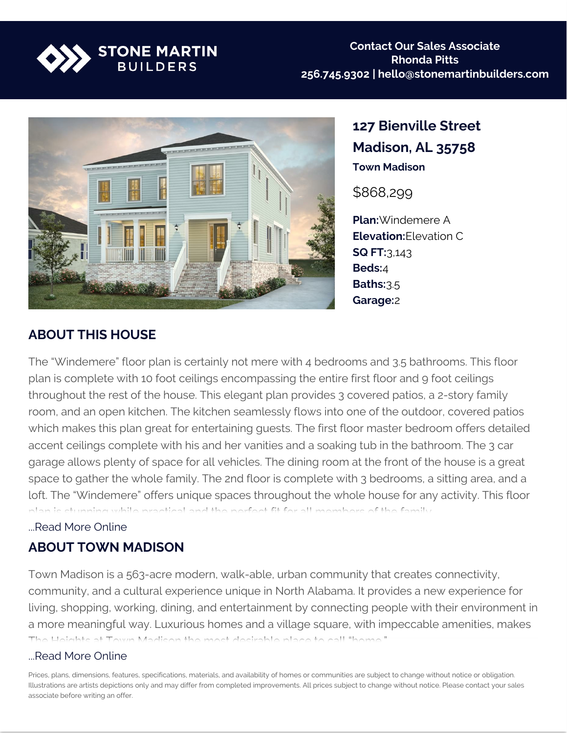STONE MARTIN BUILDERS

Contact Our Sales Associate
Rhonda Pitts
256.745.9302 | hello@stonemartinbuilders.com

## 127 Bienville Street
## Madison, AL 35758

**Town Madison**

$868,299

**Plan:**Windemere A
**Elevation:**Elevation C
**SQ FT:**3,143
**Beds:**4
**Baths:**3.5
**Garage:**2

## ABOUT THIS HOUSE

The "Windemere" floor plan is certainly not mere with 4 bedrooms and 3.5 bathrooms. This floor plan is complete with 10 foot ceilings encompassing the entire first floor and 9 foot ceilings throughout the rest of the house. This elegant plan provides 3 covered patios, a 2-story family room, and an open kitchen. The kitchen seamlessly flows into one of the outdoor, covered patios which makes this plan great for entertaining guests. The first floor master bedroom offers detailed accent ceilings complete with his and her vanities and a soaking tub in the bathroom. The 3 car garage allows plenty of space for all vehicles. The dining room at the front of the house is a great space to gather the whole family. The 2nd floor is complete with 3 bedrooms, a sitting area, and a loft. The "Windemere" offers unique spaces throughout the whole house for any activity. This floor plan is stunning while practical and the perfect fit for all members of the family.

...Read More Online

## ABOUT TOWN MADISON

Town Madison is a 563-acre modern, walk-able, urban community that creates connectivity, community, and a cultural experience unique in North Alabama. It provides a new experience for living, shopping, working, dining, and entertainment by connecting people with their environment in a more meaningful way. Luxurious homes and a village square, with impeccable amenities, makes The Heights at Town Madison the most desirable place to call "home."

...Read More Online

Prices, plans, dimensions, features, specifications, materials, and availability of homes or communities are subject to change without notice or obligation. Illustrations are artists depictions only and may differ from completed improvements. All prices subject to change without notice. Please contact your sales associate before writing an offer.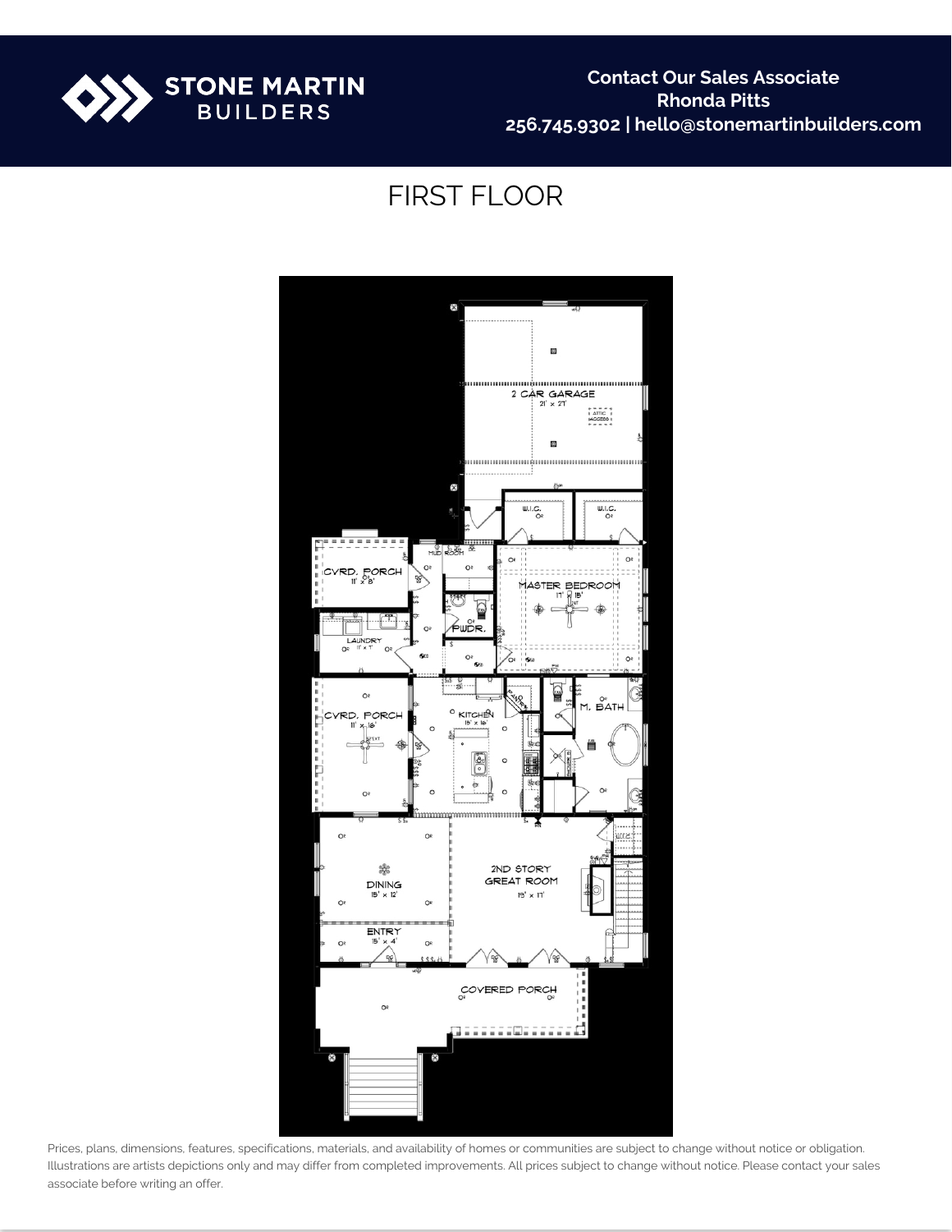**STONE MARTIN BUILDERS**

**Contact Our Sales Associate**
**Rhonda Pitts**
**256.745.9302 | hello@stonemartinbuilders.com**

# FIRST FLOOR

2 CAR GARAGE
21' x 27'

W.I.C.

W.I.C.

MUD ROOM

CVRD. PORCH
11' x 8'

MASTER BEDROOM
17' x 15'

LAUNDRY
11' x 7'

PWDR.

CVRD. PORCH
11' x 16'

KITCHEN
15' x 16'

PANTRY

M. BATH

DINING
15' x 12'

2ND STORY GREAT ROOM
19' x 17'

ENTRY
15' x 4'

COVERED PORCH

Prices, plans, dimensions, features, specifications, materials, and availability of homes or communities are subject to change without notice or obligation. Illustrations are artists depictions only and may differ from completed improvements. All prices subject to change without notice. Please contact your sales associate before writing an offer.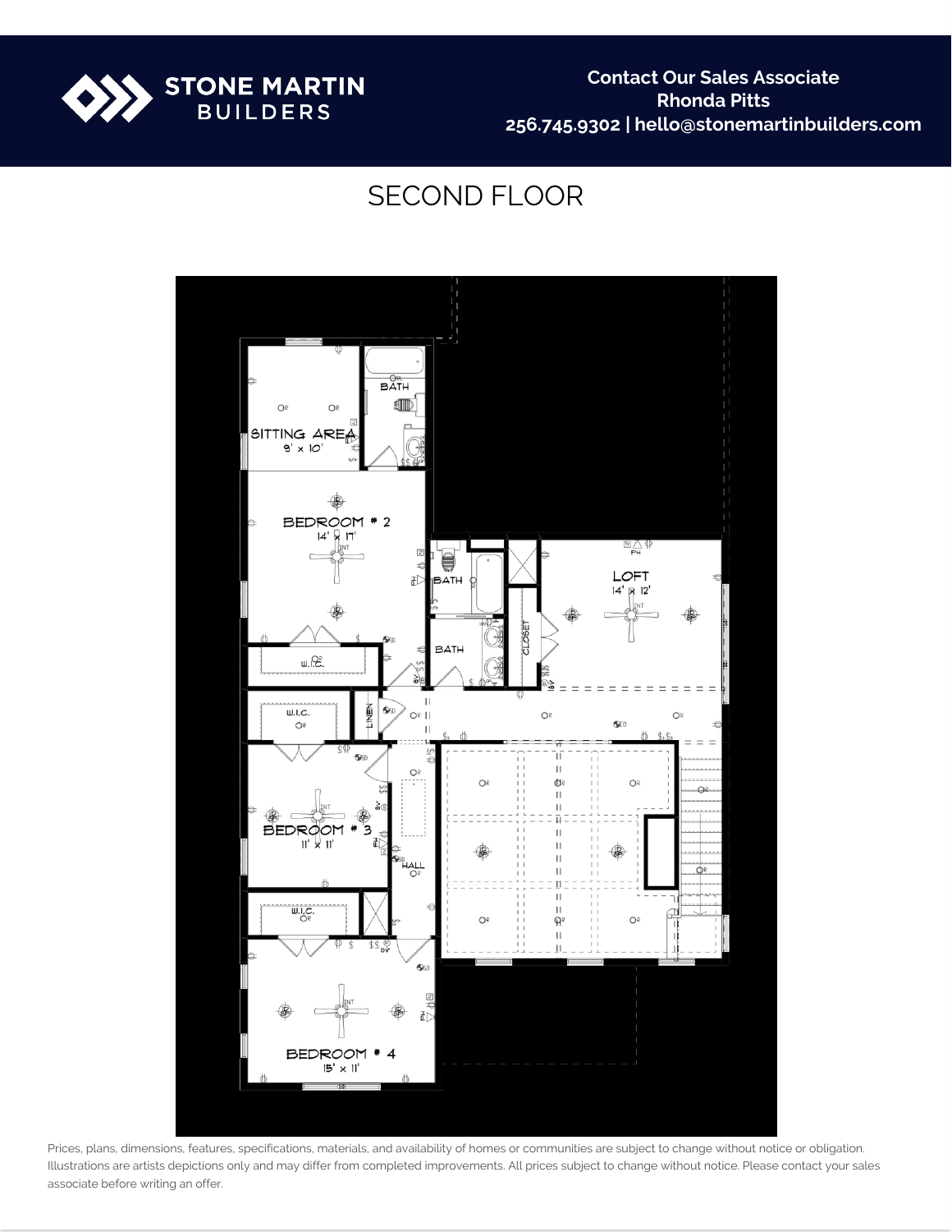STONE MARTIN BUILDERS

**Contact Our Sales Associate**
**Rhonda Pitts**
**256.745.9302 | hello@stonemartinbuilders.com**

# SECOND FLOOR

SITTING AREA
9' x 10'

BATH

BEDROOM # 2
14' x 17'

W.I.C.

BATH

BATH

CLOSET

LOFT
14' x 12'

W.I.C.

LINEN

BEDROOM # 3
11' x 11'

HALL

W.I.C.

BEDROOM # 4
15' x 11'

Prices, plans, dimensions, features, specifications, materials, and availability of homes or communities are subject to change without notice or obligation. Illustrations are artists depictions only and may differ from completed improvements. All prices subject to change without notice. Please contact your sales associate before writing an offer.